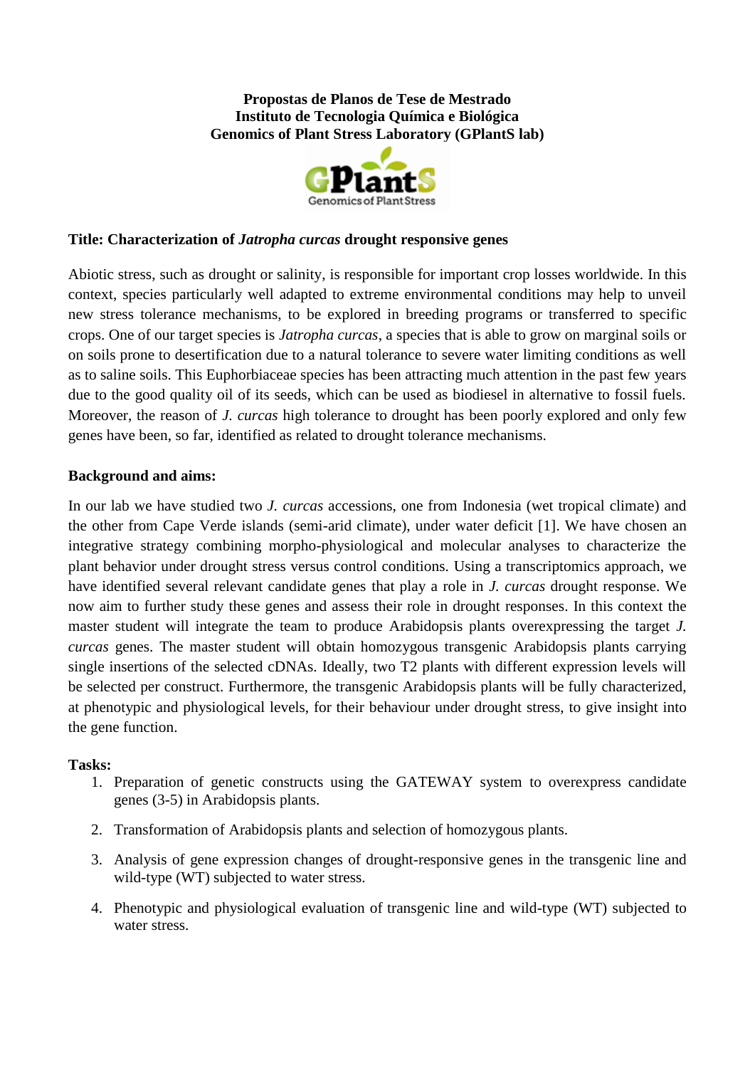**Propostas de Planos de Tese de Mestrado**
**Instituto de Tecnologia Química e Biológica**
**Genomics of Plant Stress Laboratory (GPlantS lab)**

## Title: Characterization of *Jatropha curcas* drought responsive genes

Abiotic stress, such as drought or salinity, is responsible for important crop losses worldwide. In this context, species particularly well adapted to extreme environmental conditions may help to unveil new stress tolerance mechanisms, to be explored in breeding programs or transferred to specific crops. One of our target species is *Jatropha curcas*, a species that is able to grow on marginal soils or on soils prone to desertification due to a natural tolerance to severe water limiting conditions as well as to saline soils. This Euphorbiaceae species has been attracting much attention in the past few years due to the good quality oil of its seeds, which can be used as biodiesel in alternative to fossil fuels. Moreover, the reason of *J. curcas* high tolerance to drought has been poorly explored and only few genes have been, so far, identified as related to drought tolerance mechanisms.

### Background and aims:

In our lab we have studied two *J. curcas* accessions, one from Indonesia (wet tropical climate) and the other from Cape Verde islands (semi-arid climate), under water deficit [1]. We have chosen an integrative strategy combining morpho-physiological and molecular analyses to characterize the plant behavior under drought stress versus control conditions. Using a transcriptomics approach, we have identified several relevant candidate genes that play a role in *J. curcas* drought response. We now aim to further study these genes and assess their role in drought responses. In this context the master student will integrate the team to produce Arabidopsis plants overexpressing the target *J. curcas* genes. The master student will obtain homozygous transgenic Arabidopsis plants carrying single insertions of the selected cDNAs. Ideally, two T2 plants with different expression levels will be selected per construct. Furthermore, the transgenic Arabidopsis plants will be fully characterized, at phenotypic and physiological levels, for their behaviour under drought stress, to give insight into the gene function.

### Tasks:

1. Preparation of genetic constructs using the GATEWAY system to overexpress candidate genes (3-5) in Arabidopsis plants.
2. Transformation of Arabidopsis plants and selection of homozygous plants.
3. Analysis of gene expression changes of drought-responsive genes in the transgenic line and wild-type (WT) subjected to water stress.
4. Phenotypic and physiological evaluation of transgenic line and wild-type (WT) subjected to water stress.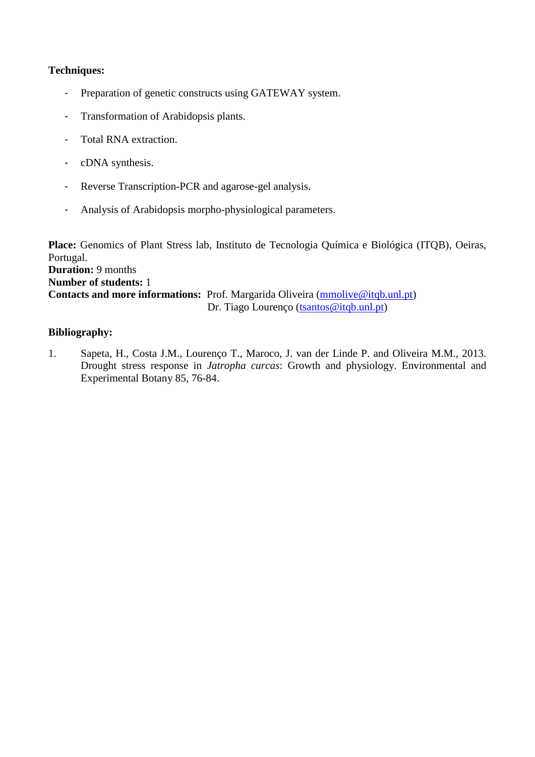**Techniques:**

- Preparation of genetic constructs using GATEWAY system.
- Transformation of Arabidopsis plants.
- Total RNA extraction.
- cDNA synthesis.
- Reverse Transcription-PCR and agarose-gel analysis.
- Analysis of Arabidopsis morpho-physiological parameters.

**Place:** Genomics of Plant Stress lab, Instituto de Tecnologia Química e Biológica (ITQB), Oeiras, Portugal.  
**Duration:** 9 months  
**Number of students:** 1  
**Contacts and more informations:** Prof. Margarida Oliveira (mmolive@itqb.unl.pt)  
Dr. Tiago Lourenço (tsantos@itqb.unl.pt)

**Bibliography:**

1. Sapeta, H., Costa J.M., Lourenço T., Maroco, J. van der Linde P. and Oliveira M.M., 2013. Drought stress response in *Jatropha curcas*: Growth and physiology. Environmental and Experimental Botany 85, 76-84.